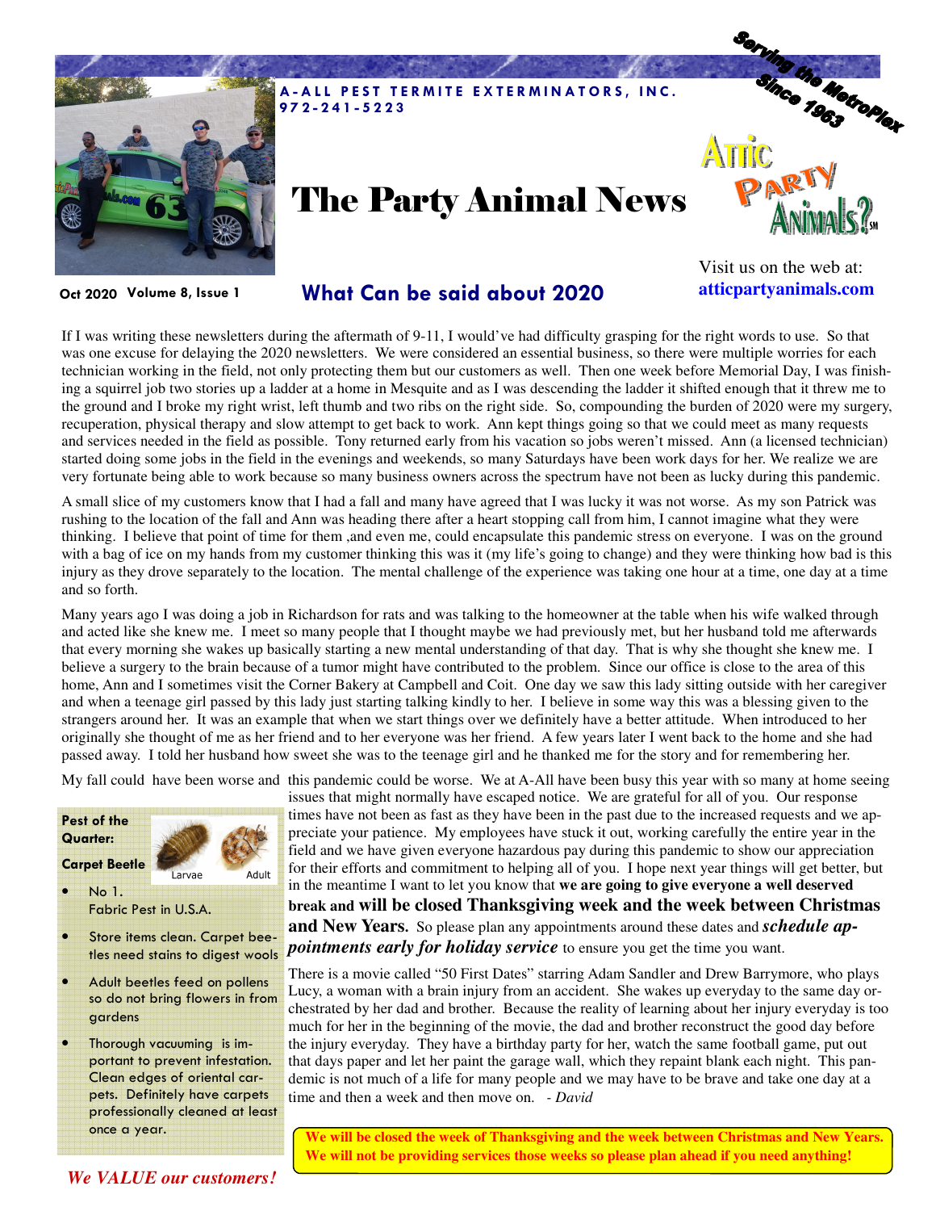**A-ALL PEST TERMITE EXTERMINATORS, INC.**
**972-241-5223**

# The Party Animal News

Serving the MetroPlex Since 1963

Attic Party Animals?℠

Visit us on the web at: **atticpartyanimals.com**

Oct 2020 Volume 8, Issue 1

## What Can be said about 2020

If I was writing these newsletters during the aftermath of 9-11, I would've had difficulty grasping for the right words to use. So that was one excuse for delaying the 2020 newsletters. We were considered an essential business, so there were multiple worries for each technician working in the field, not only protecting them but our customers as well. Then one week before Memorial Day, I was finishing a squirrel job two stories up a ladder at a home in Mesquite and as I was descending the ladder it shifted enough that it threw me to the ground and I broke my right wrist, left thumb and two ribs on the right side. So, compounding the burden of 2020 were my surgery, recuperation, physical therapy and slow attempt to get back to work. Ann kept things going so that we could meet as many requests and services needed in the field as possible. Tony returned early from his vacation so jobs weren't missed. Ann (a licensed technician) started doing some jobs in the field in the evenings and weekends, so many Saturdays have been work days for her. We realize we are very fortunate being able to work because so many business owners across the spectrum have not been as lucky during this pandemic.

A small slice of my customers know that I had a fall and many have agreed that I was lucky it was not worse. As my son Patrick was rushing to the location of the fall and Ann was heading there after a heart stopping call from him, I cannot imagine what they were thinking. I believe that point of time for them ,and even me, could encapsulate this pandemic stress on everyone. I was on the ground with a bag of ice on my hands from my customer thinking this was it (my life's going to change) and they were thinking how bad is this injury as they drove separately to the location. The mental challenge of the experience was taking one hour at a time, one day at a time and so forth.

Many years ago I was doing a job in Richardson for rats and was talking to the homeowner at the table when his wife walked through and acted like she knew me. I meet so many people that I thought maybe we had previously met, but her husband told me afterwards that every morning she wakes up basically starting a new mental understanding of that day. That is why she thought she knew me. I believe a surgery to the brain because of a tumor might have contributed to the problem. Since our office is close to the area of this home, Ann and I sometimes visit the Corner Bakery at Campbell and Coit. One day we saw this lady sitting outside with her caregiver and when a teenage girl passed by this lady just starting talking kindly to her. I believe in some way this was a blessing given to the strangers around her. It was an example that when we start things over we definitely have a better attitude. When introduced to her originally she thought of me as her friend and to her everyone was her friend. A few years later I went back to the home and she had passed away. I told her husband how sweet she was to the teenage girl and he thanked me for the story and for remembering her.

My fall could have been worse and this pandemic could be worse. We at A-All have been busy this year with so many at home seeing issues that might normally have escaped notice. We are grateful for all of you. Our response times have not been as fast as they have been in the past due to the increased requests and we appreciate your patience. My employees have stuck it out, working carefully the entire year in the field and we have given everyone hazardous pay during this pandemic to show our appreciation for their efforts and commitment to helping all of you. I hope next year things will get better, but in the meantime I want to let you know that **we are going to give everyone a well deserved break and will be closed Thanksgiving week and the week between Christmas and New Years.** So please plan any appointments around these dates and ***schedule appointments early for holiday service*** to ensure you get the time you want.

There is a movie called "50 First Dates" starring Adam Sandler and Drew Barrymore, who plays Lucy, a woman with a brain injury from an accident. She wakes up everyday to the same day orchestrated by her dad and brother. Because the reality of learning about her injury everyday is too much for her in the beginning of the movie, the dad and brother reconstruct the good day before the injury everyday. They have a birthday party for her, watch the same football game, put out that days paper and let her paint the garage wall, which they repaint blank each night. This pandemic is not much of a life for many people and we may have to be brave and take one day at a time and then a week and then move on. *- David*

**We will be closed the week of Thanksgiving and the week between Christmas and New Years. We will not be providing services those weeks so please plan ahead if you need anything!**

### Pest of the Quarter: Carpet Beetle

Larvae — Adult

- No 1. Fabric Pest in U.S.A.
- Store items clean. Carpet beetles need stains to digest wools
- Adult beetles feed on pollens so do not bring flowers in from gardens
- Thorough vacuuming is important to prevent infestation. Clean edges of oriental carpets. Definitely have carpets professionally cleaned at least once a year.

***We VALUE our customers!***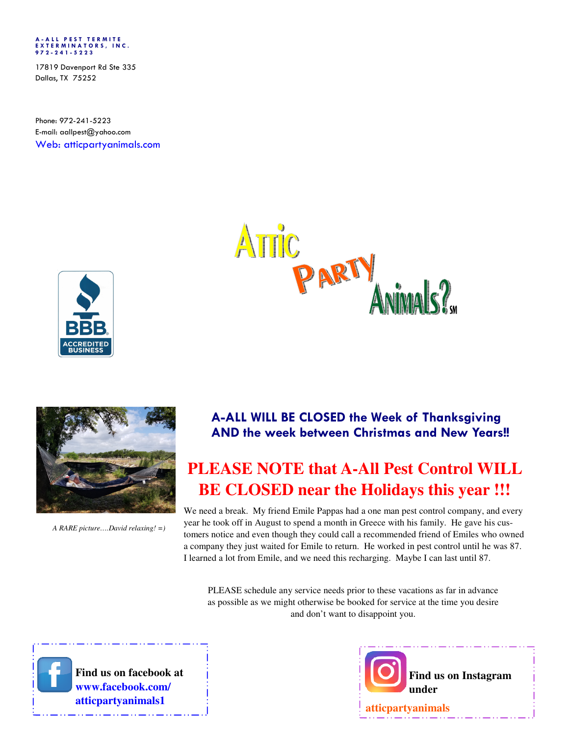A-ALL PEST TERMITE EXTERMINATORS, INC.
972-241-5223

17819 Davenport Rd Ste 335
Dallas, TX 75252

Phone: 972-241-5223
E-mail: aallpest@yahoo.com
Web: atticpartyanimals.com

Attic Party Animals?SM

BBB ACCREDITED BUSINESS

*A RARE picture….David relaxing! =)*

## A-ALL WILL BE CLOSED the Week of Thanksgiving AND the week between Christmas and New Years!!

# PLEASE NOTE that A-All Pest Control WILL BE CLOSED near the Holidays this year !!!

We need a break. My friend Emile Pappas had a one man pest control company, and every year he took off in August to spend a month in Greece with his family. He gave his customers notice and even though they could call a recommended friend of Emiles who owned a company they just waited for Emile to return. He worked in pest control until he was 87. I learned a lot from Emile, and we need this recharging. Maybe I can last until 87.

PLEASE schedule any service needs prior to these vacations as far in advance as possible as we might otherwise be booked for service at the time you desire and don't want to disappoint you.

**Find us on facebook at www.facebook.com/atticpartyanimals1**

**Find us on Instagram under atticpartyanimals**